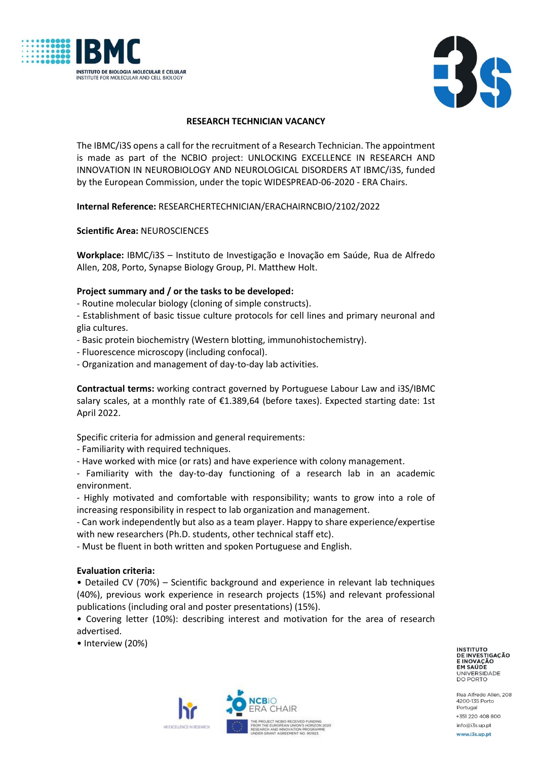## RESEARCH TECHNICIAN VACANCY

The IBMC/i3S opens a call for the recruitment of a Research Technician. The appointment is made as part of the NCBIO project: UNLOCKING EXCELLENCE IN RESEARCH AND INNOVATION IN NEUROBIOLOGY AND NEUROLOGICAL DISORDERS AT IBMC/i3S, funded by the European Commission, under the topic WIDESPREAD-06-2020 - ERA Chairs.

**Internal Reference:** RESEARCHERTECHNICIAN/ERACHAIRNCBIO/2102/2022

**Scientific Area:** NEUROSCIENCES

**Workplace:** IBMC/i3S – Instituto de Investigação e Inovação em Saúde, Rua de Alfredo Allen, 208, Porto, Synapse Biology Group, PI. Matthew Holt.

**Project summary and / or the tasks to be developed:**

- Routine molecular biology (cloning of simple constructs).
- Establishment of basic tissue culture protocols for cell lines and primary neuronal and glia cultures.
- Basic protein biochemistry (Western blotting, immunohistochemistry).
- Fluorescence microscopy (including confocal).
- Organization and management of day-to-day lab activities.

**Contractual terms:** working contract governed by Portuguese Labour Law and i3S/IBMC salary scales, at a monthly rate of €1.389,64 (before taxes). Expected starting date: 1st April 2022.

Specific criteria for admission and general requirements:

- Familiarity with required techniques.
- Have worked with mice (or rats) and have experience with colony management.
- Familiarity with the day-to-day functioning of a research lab in an academic environment.
- Highly motivated and comfortable with responsibility; wants to grow into a role of increasing responsibility in respect to lab organization and management.
- Can work independently but also as a team player. Happy to share experience/expertise with new researchers (Ph.D. students, other technical staff etc).
- Must be fluent in both written and spoken Portuguese and English.

**Evaluation criteria:**

- Detailed CV (70%) – Scientific background and experience in relevant lab techniques (40%), previous work experience in research projects (15%) and relevant professional publications (including oral and poster presentations) (15%).
- Covering letter (10%): describing interest and motivation for the area of research advertised.
- Interview (20%)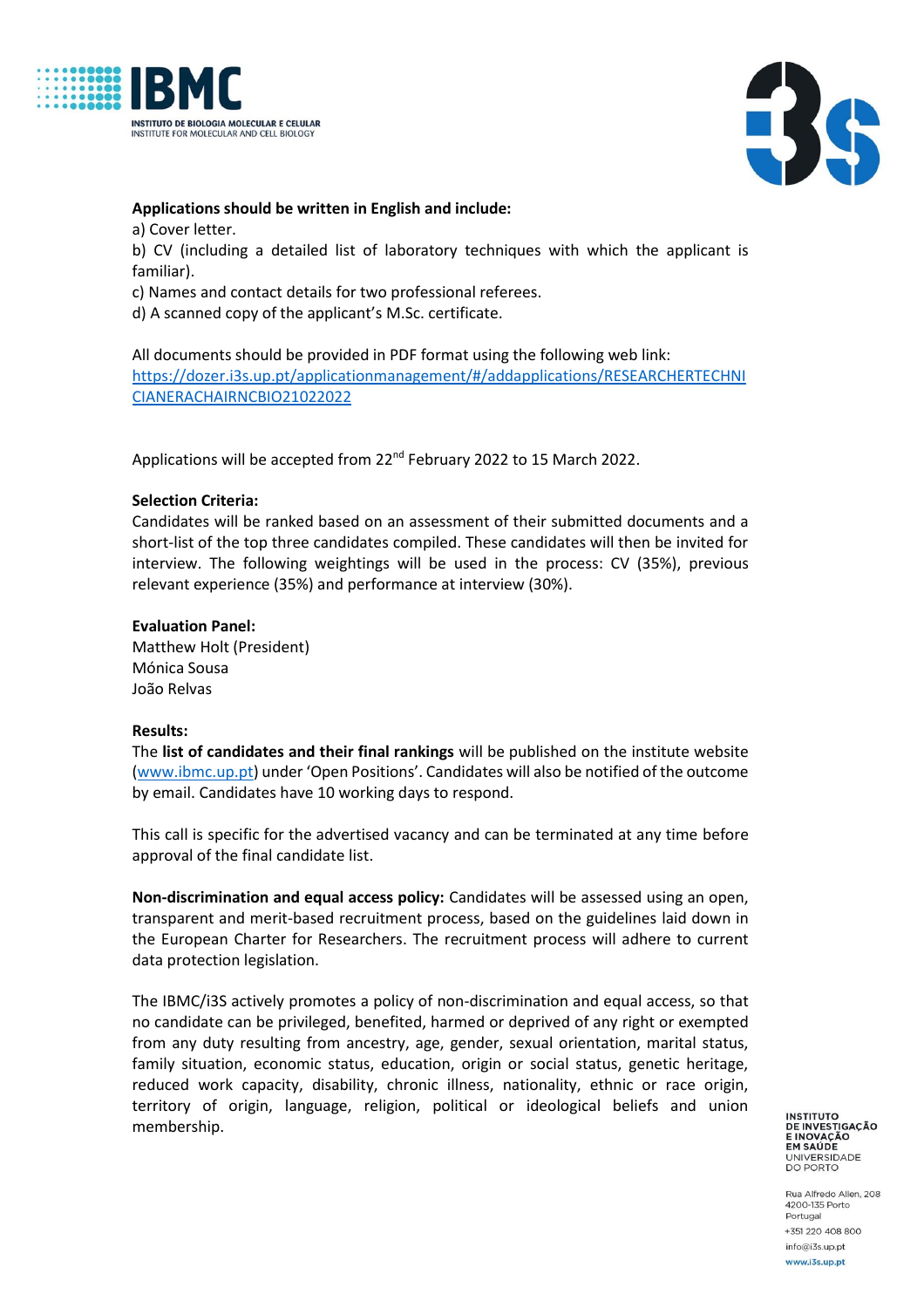**Applications should be written in English and include:**

a) Cover letter.

b) CV (including a detailed list of laboratory techniques with which the applicant is familiar).

c) Names and contact details for two professional referees.

d) A scanned copy of the applicant's M.Sc. certificate.

All documents should be provided in PDF format using the following web link: https://dozer.i3s.up.pt/applicationmanagement/#/addapplications/RESEARCHERTECHNICIANERACHAIRNCBIO21022022

Applications will be accepted from 22nd February 2022 to 15 March 2022.

**Selection Criteria:**

Candidates will be ranked based on an assessment of their submitted documents and a short-list of the top three candidates compiled. These candidates will then be invited for interview. The following weightings will be used in the process: CV (35%), previous relevant experience (35%) and performance at interview (30%).

**Evaluation Panel:**

Matthew Holt (President)
Mónica Sousa
João Relvas

**Results:**

The **list of candidates and their final rankings** will be published on the institute website (www.ibmc.up.pt) under 'Open Positions'. Candidates will also be notified of the outcome by email. Candidates have 10 working days to respond.

This call is specific for the advertised vacancy and can be terminated at any time before approval of the final candidate list.

**Non-discrimination and equal access policy:** Candidates will be assessed using an open, transparent and merit-based recruitment process, based on the guidelines laid down in the European Charter for Researchers. The recruitment process will adhere to current data protection legislation.

The IBMC/i3S actively promotes a policy of non-discrimination and equal access, so that no candidate can be privileged, benefited, harmed or deprived of any right or exempted from any duty resulting from ancestry, age, gender, sexual orientation, marital status, family situation, economic status, education, origin or social status, genetic heritage, reduced work capacity, disability, chronic illness, nationality, ethnic or race origin, territory of origin, language, religion, political or ideological beliefs and union membership.